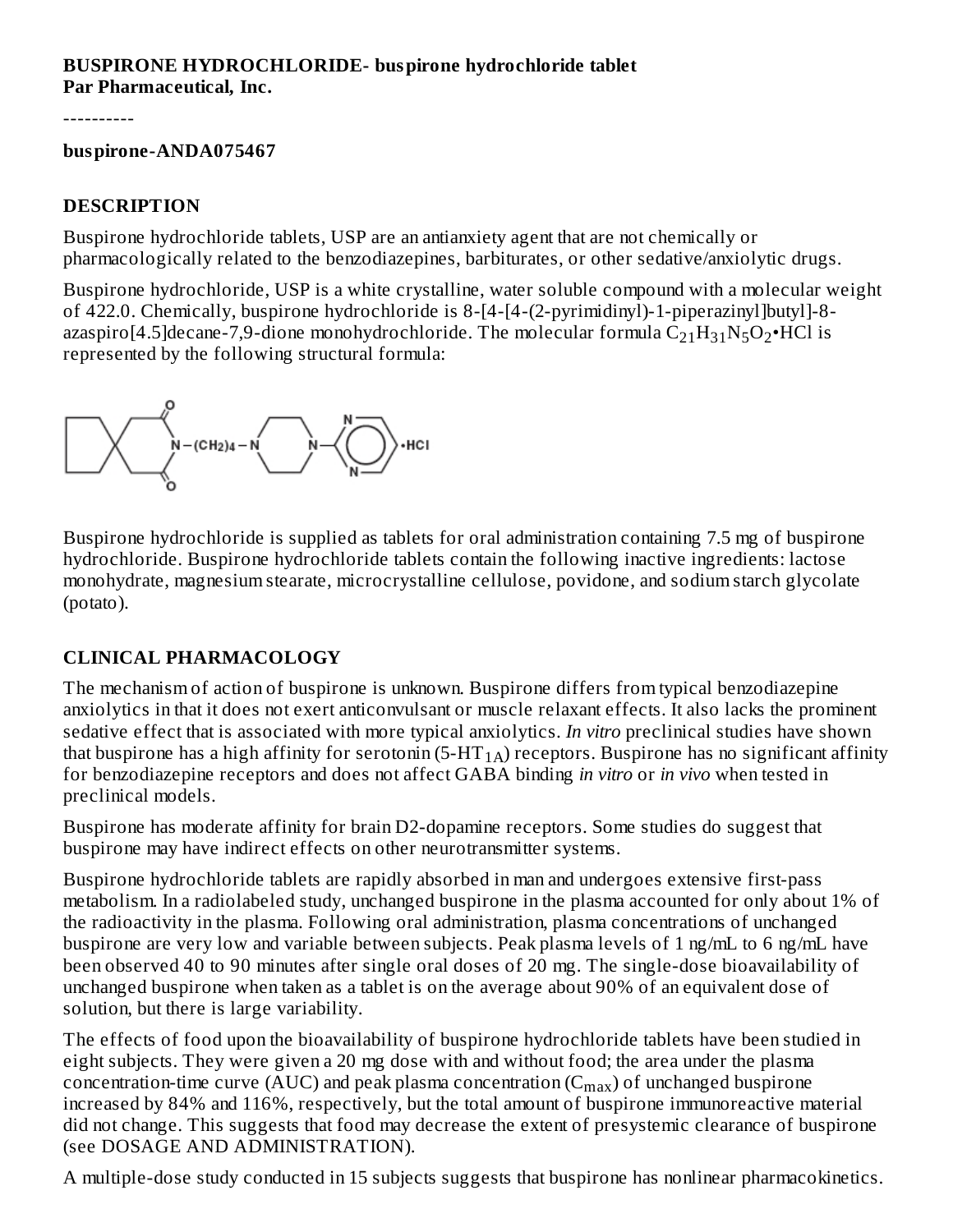**BUSPIRONE HYDROCHLORIDE- buspirone hydrochloride tablet**
**Par Pharmaceutical, Inc.**

----------

**buspirone-ANDA075467**

## DESCRIPTION

Buspirone hydrochloride tablets, USP are an antianxiety agent that are not chemically or pharmacologically related to the benzodiazepines, barbiturates, or other sedative/anxiolytic drugs.

Buspirone hydrochloride, USP is a white crystalline, water soluble compound with a molecular weight of 422.0. Chemically, buspirone hydrochloride is 8-[4-[4-(2-pyrimidinyl)-1-piperazinyl]butyl]-8-azaspiro[4.5]decane-7,9-dione monohydrochloride. The molecular formula $C_{21}H_{31}N_5O_2$•HCl is represented by the following structural formula:

Buspirone hydrochloride is supplied as tablets for oral administration containing 7.5 mg of buspirone hydrochloride. Buspirone hydrochloride tablets contain the following inactive ingredients: lactose monohydrate, magnesium stearate, microcrystalline cellulose, povidone, and sodium starch glycolate (potato).

## CLINICAL PHARMACOLOGY

The mechanism of action of buspirone is unknown. Buspirone differs from typical benzodiazepine anxiolytics in that it does not exert anticonvulsant or muscle relaxant effects. It also lacks the prominent sedative effect that is associated with more typical anxiolytics. *In vitro* preclinical studies have shown that buspirone has a high affinity for serotonin ($5\text{-}HT_{1A}$) receptors. Buspirone has no significant affinity for benzodiazepine receptors and does not affect GABA binding *in vitro* or *in vivo* when tested in preclinical models.

Buspirone has moderate affinity for brain D2-dopamine receptors. Some studies do suggest that buspirone may have indirect effects on other neurotransmitter systems.

Buspirone hydrochloride tablets are rapidly absorbed in man and undergoes extensive first-pass metabolism. In a radiolabeled study, unchanged buspirone in the plasma accounted for only about 1% of the radioactivity in the plasma. Following oral administration, plasma concentrations of unchanged buspirone are very low and variable between subjects. Peak plasma levels of 1 ng/mL to 6 ng/mL have been observed 40 to 90 minutes after single oral doses of 20 mg. The single-dose bioavailability of unchanged buspirone when taken as a tablet is on the average about 90% of an equivalent dose of solution, but there is large variability.

The effects of food upon the bioavailability of buspirone hydrochloride tablets have been studied in eight subjects. They were given a 20 mg dose with and without food; the area under the plasma concentration-time curve (AUC) and peak plasma concentration ($C_{max}$) of unchanged buspirone increased by 84% and 116%, respectively, but the total amount of buspirone immunoreactive material did not change. This suggests that food may decrease the extent of presystemic clearance of buspirone (see DOSAGE AND ADMINISTRATION).

A multiple-dose study conducted in 15 subjects suggests that buspirone has nonlinear pharmacokinetics.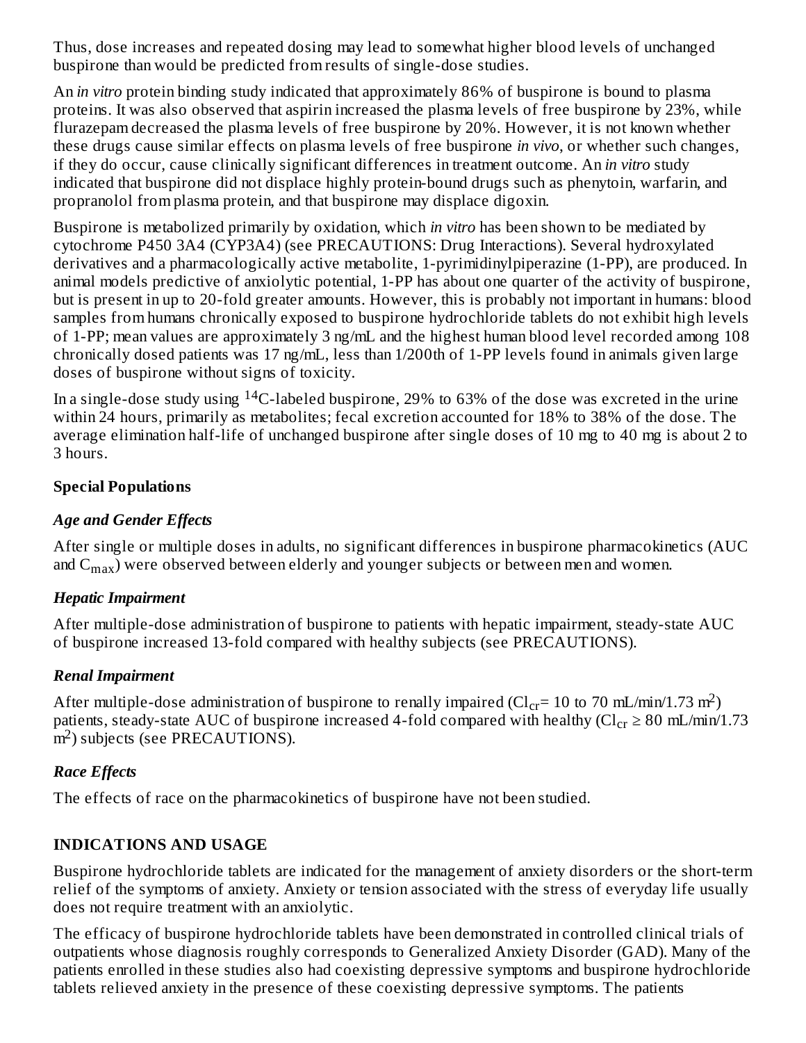Thus, dose increases and repeated dosing may lead to somewhat higher blood levels of unchanged buspirone than would be predicted from results of single-dose studies.

An *in vitro* protein binding study indicated that approximately 86% of buspirone is bound to plasma proteins. It was also observed that aspirin increased the plasma levels of free buspirone by 23%, while flurazepam decreased the plasma levels of free buspirone by 20%. However, it is not known whether these drugs cause similar effects on plasma levels of free buspirone *in vivo*, or whether such changes, if they do occur, cause clinically significant differences in treatment outcome. An *in vitro* study indicated that buspirone did not displace highly protein-bound drugs such as phenytoin, warfarin, and propranolol from plasma protein, and that buspirone may displace digoxin.

Buspirone is metabolized primarily by oxidation, which *in vitro* has been shown to be mediated by cytochrome P450 3A4 (CYP3A4) (see PRECAUTIONS: Drug Interactions). Several hydroxylated derivatives and a pharmacologically active metabolite, 1-pyrimidinylpiperazine (1-PP), are produced. In animal models predictive of anxiolytic potential, 1-PP has about one quarter of the activity of buspirone, but is present in up to 20-fold greater amounts. However, this is probably not important in humans: blood samples from humans chronically exposed to buspirone hydrochloride tablets do not exhibit high levels of 1-PP; mean values are approximately 3 ng/mL and the highest human blood level recorded among 108 chronically dosed patients was 17 ng/mL, less than 1/200th of 1-PP levels found in animals given large doses of buspirone without signs of toxicity.

In a single-dose study using $^{14}C$-labeled buspirone, 29% to 63% of the dose was excreted in the urine within 24 hours, primarily as metabolites; fecal excretion accounted for 18% to 38% of the dose. The average elimination half-life of unchanged buspirone after single doses of 10 mg to 40 mg is about 2 to 3 hours.

## Special Populations

### *Age and Gender Effects*

After single or multiple doses in adults, no significant differences in buspirone pharmacokinetics (AUC and $C_{max}$) were observed between elderly and younger subjects or between men and women.

### *Hepatic Impairment*

After multiple-dose administration of buspirone to patients with hepatic impairment, steady-state AUC of buspirone increased 13-fold compared with healthy subjects (see PRECAUTIONS).

### *Renal Impairment*

After multiple-dose administration of buspirone to renally impaired ($Cl_{cr}$= 10 to 70 mL/min/1.73 $m^2$) patients, steady-state AUC of buspirone increased 4-fold compared with healthy ($Cl_{cr} \geq 80$ mL/min/1.73 $m^2$) subjects (see PRECAUTIONS).

### *Race Effects*

The effects of race on the pharmacokinetics of buspirone have not been studied.

## INDICATIONS AND USAGE

Buspirone hydrochloride tablets are indicated for the management of anxiety disorders or the short-term relief of the symptoms of anxiety. Anxiety or tension associated with the stress of everyday life usually does not require treatment with an anxiolytic.

The efficacy of buspirone hydrochloride tablets have been demonstrated in controlled clinical trials of outpatients whose diagnosis roughly corresponds to Generalized Anxiety Disorder (GAD). Many of the patients enrolled in these studies also had coexisting depressive symptoms and buspirone hydrochloride tablets relieved anxiety in the presence of these coexisting depressive symptoms. The patients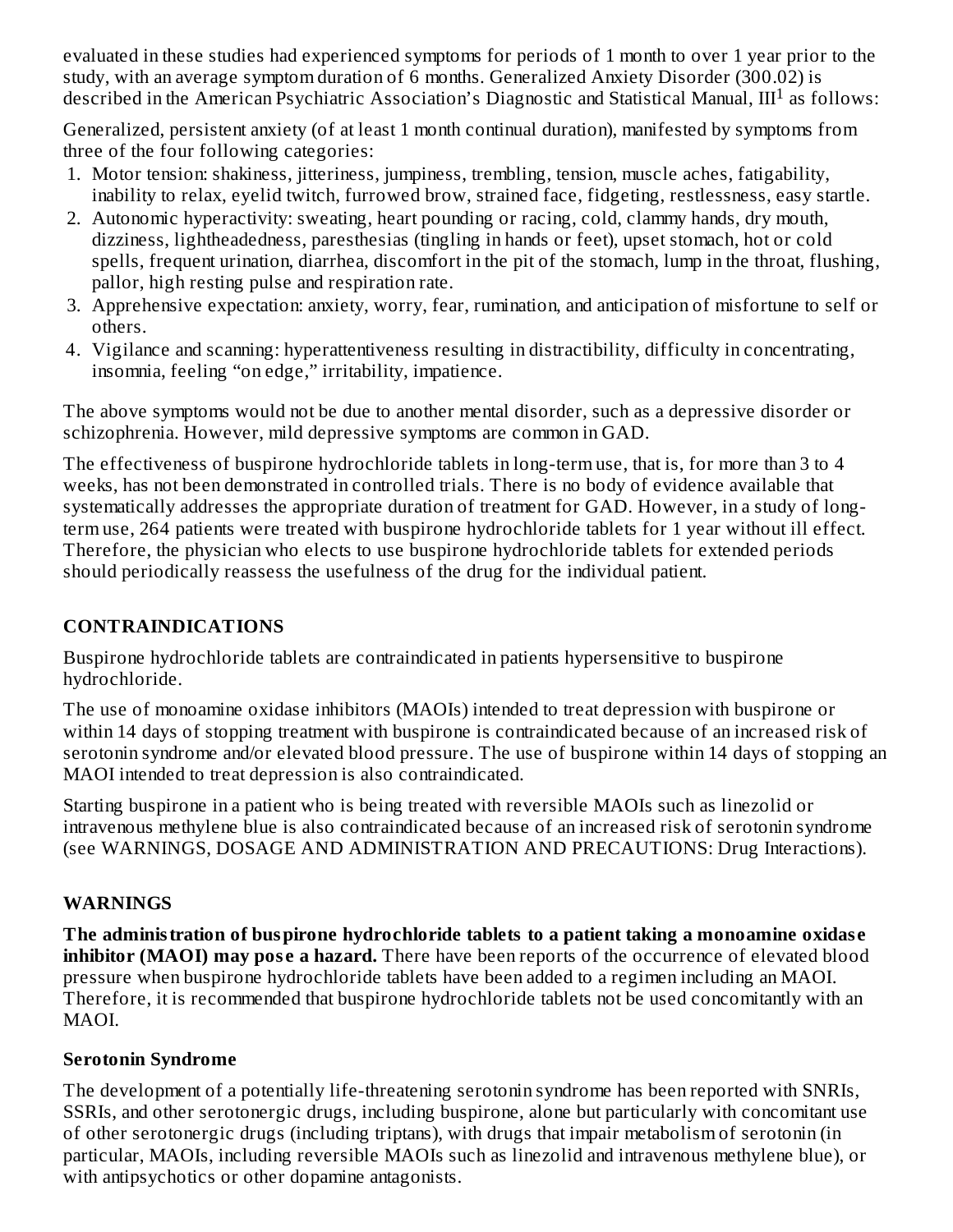evaluated in these studies had experienced symptoms for periods of 1 month to over 1 year prior to the study, with an average symptom duration of 6 months. Generalized Anxiety Disorder (300.02) is described in the American Psychiatric Association's Diagnostic and Statistical Manual, III[1] as follows:

Generalized, persistent anxiety (of at least 1 month continual duration), manifested by symptoms from three of the four following categories:

1. Motor tension: shakiness, jitteriness, jumpiness, trembling, tension, muscle aches, fatigability, inability to relax, eyelid twitch, furrowed brow, strained face, fidgeting, restlessness, easy startle.
2. Autonomic hyperactivity: sweating, heart pounding or racing, cold, clammy hands, dry mouth, dizziness, lightheadedness, paresthesias (tingling in hands or feet), upset stomach, hot or cold spells, frequent urination, diarrhea, discomfort in the pit of the stomach, lump in the throat, flushing, pallor, high resting pulse and respiration rate.
3. Apprehensive expectation: anxiety, worry, fear, rumination, and anticipation of misfortune to self or others.
4. Vigilance and scanning: hyperattentiveness resulting in distractibility, difficulty in concentrating, insomnia, feeling "on edge," irritability, impatience.

The above symptoms would not be due to another mental disorder, such as a depressive disorder or schizophrenia. However, mild depressive symptoms are common in GAD.

The effectiveness of buspirone hydrochloride tablets in long-term use, that is, for more than 3 to 4 weeks, has not been demonstrated in controlled trials. There is no body of evidence available that systematically addresses the appropriate duration of treatment for GAD. However, in a study of long-term use, 264 patients were treated with buspirone hydrochloride tablets for 1 year without ill effect. Therefore, the physician who elects to use buspirone hydrochloride tablets for extended periods should periodically reassess the usefulness of the drug for the individual patient.

## CONTRAINDICATIONS

Buspirone hydrochloride tablets are contraindicated in patients hypersensitive to buspirone hydrochloride.

The use of monoamine oxidase inhibitors (MAOIs) intended to treat depression with buspirone or within 14 days of stopping treatment with buspirone is contraindicated because of an increased risk of serotonin syndrome and/or elevated blood pressure. The use of buspirone within 14 days of stopping an MAOI intended to treat depression is also contraindicated.

Starting buspirone in a patient who is being treated with reversible MAOIs such as linezolid or intravenous methylene blue is also contraindicated because of an increased risk of serotonin syndrome (see WARNINGS, DOSAGE AND ADMINISTRATION AND PRECAUTIONS: Drug Interactions).

## WARNINGS

**The administration of buspirone hydrochloride tablets to a patient taking a monoamine oxidase inhibitor (MAOI) may pose a hazard.** There have been reports of the occurrence of elevated blood pressure when buspirone hydrochloride tablets have been added to a regimen including an MAOI. Therefore, it is recommended that buspirone hydrochloride tablets not be used concomitantly with an MAOI.

### Serotonin Syndrome

The development of a potentially life-threatening serotonin syndrome has been reported with SNRIs, SSRIs, and other serotonergic drugs, including buspirone, alone but particularly with concomitant use of other serotonergic drugs (including triptans), with drugs that impair metabolism of serotonin (in particular, MAOIs, including reversible MAOIs such as linezolid and intravenous methylene blue), or with antipsychotics or other dopamine antagonists.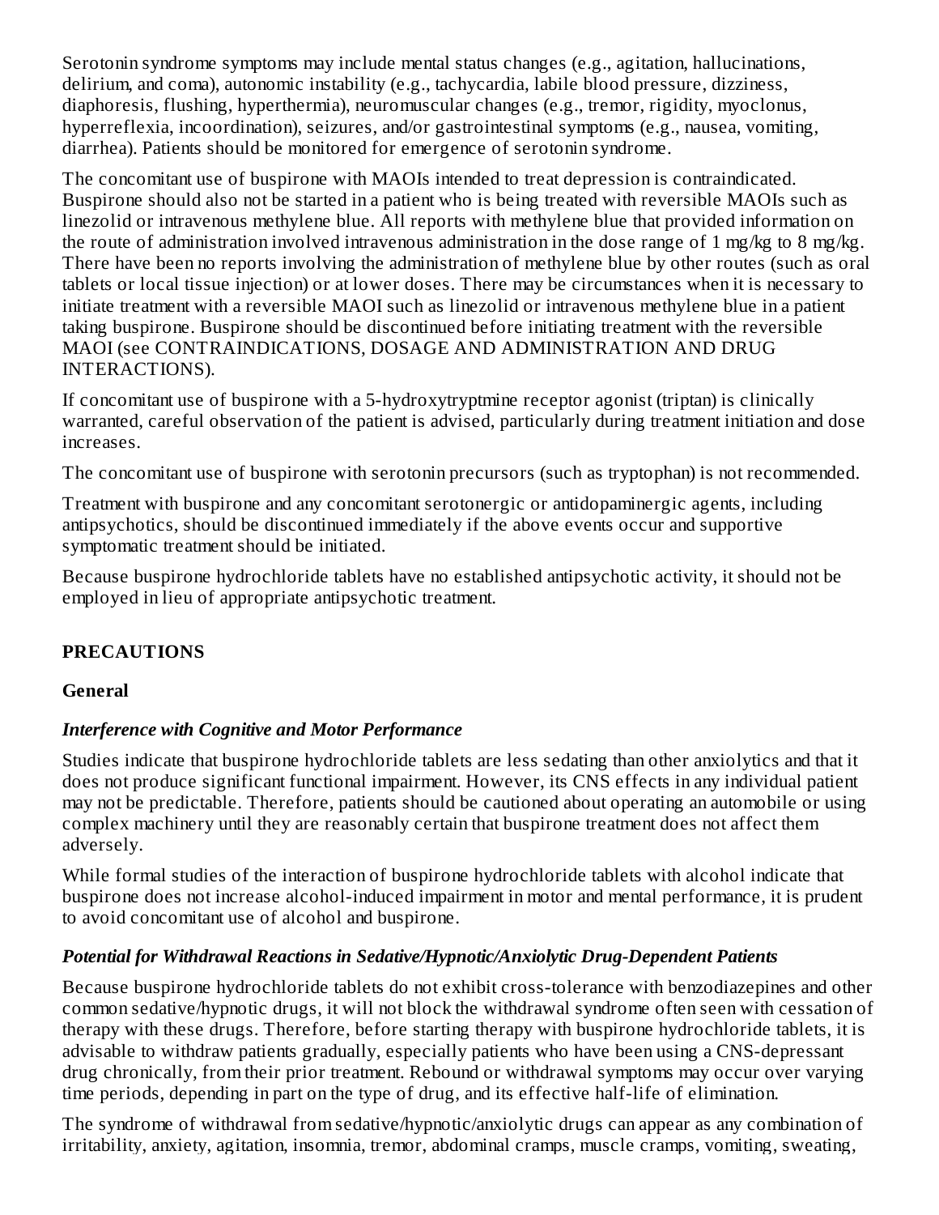Serotonin syndrome symptoms may include mental status changes (e.g., agitation, hallucinations, delirium, and coma), autonomic instability (e.g., tachycardia, labile blood pressure, dizziness, diaphoresis, flushing, hyperthermia), neuromuscular changes (e.g., tremor, rigidity, myoclonus, hyperreflexia, incoordination), seizures, and/or gastrointestinal symptoms (e.g., nausea, vomiting, diarrhea). Patients should be monitored for emergence of serotonin syndrome.

The concomitant use of buspirone with MAOIs intended to treat depression is contraindicated. Buspirone should also not be started in a patient who is being treated with reversible MAOIs such as linezolid or intravenous methylene blue. All reports with methylene blue that provided information on the route of administration involved intravenous administration in the dose range of 1 mg/kg to 8 mg/kg. There have been no reports involving the administration of methylene blue by other routes (such as oral tablets or local tissue injection) or at lower doses. There may be circumstances when it is necessary to initiate treatment with a reversible MAOI such as linezolid or intravenous methylene blue in a patient taking buspirone. Buspirone should be discontinued before initiating treatment with the reversible MAOI (see CONTRAINDICATIONS, DOSAGE AND ADMINISTRATION AND DRUG INTERACTIONS).

If concomitant use of buspirone with a 5-hydroxytryptmine receptor agonist (triptan) is clinically warranted, careful observation of the patient is advised, particularly during treatment initiation and dose increases.

The concomitant use of buspirone with serotonin precursors (such as tryptophan) is not recommended.

Treatment with buspirone and any concomitant serotonergic or antidopaminergic agents, including antipsychotics, should be discontinued immediately if the above events occur and supportive symptomatic treatment should be initiated.

Because buspirone hydrochloride tablets have no established antipsychotic activity, it should not be employed in lieu of appropriate antipsychotic treatment.

## PRECAUTIONS

### General

#### *Interference with Cognitive and Motor Performance*

Studies indicate that buspirone hydrochloride tablets are less sedating than other anxiolytics and that it does not produce significant functional impairment. However, its CNS effects in any individual patient may not be predictable. Therefore, patients should be cautioned about operating an automobile or using complex machinery until they are reasonably certain that buspirone treatment does not affect them adversely.

While formal studies of the interaction of buspirone hydrochloride tablets with alcohol indicate that buspirone does not increase alcohol-induced impairment in motor and mental performance, it is prudent to avoid concomitant use of alcohol and buspirone.

#### *Potential for Withdrawal Reactions in Sedative/Hypnotic/Anxiolytic Drug-Dependent Patients*

Because buspirone hydrochloride tablets do not exhibit cross-tolerance with benzodiazepines and other common sedative/hypnotic drugs, it will not block the withdrawal syndrome often seen with cessation of therapy with these drugs. Therefore, before starting therapy with buspirone hydrochloride tablets, it is advisable to withdraw patients gradually, especially patients who have been using a CNS-depressant drug chronically, from their prior treatment. Rebound or withdrawal symptoms may occur over varying time periods, depending in part on the type of drug, and its effective half-life of elimination.

The syndrome of withdrawal from sedative/hypnotic/anxiolytic drugs can appear as any combination of irritability, anxiety, agitation, insomnia, tremor, abdominal cramps, muscle cramps, vomiting, sweating,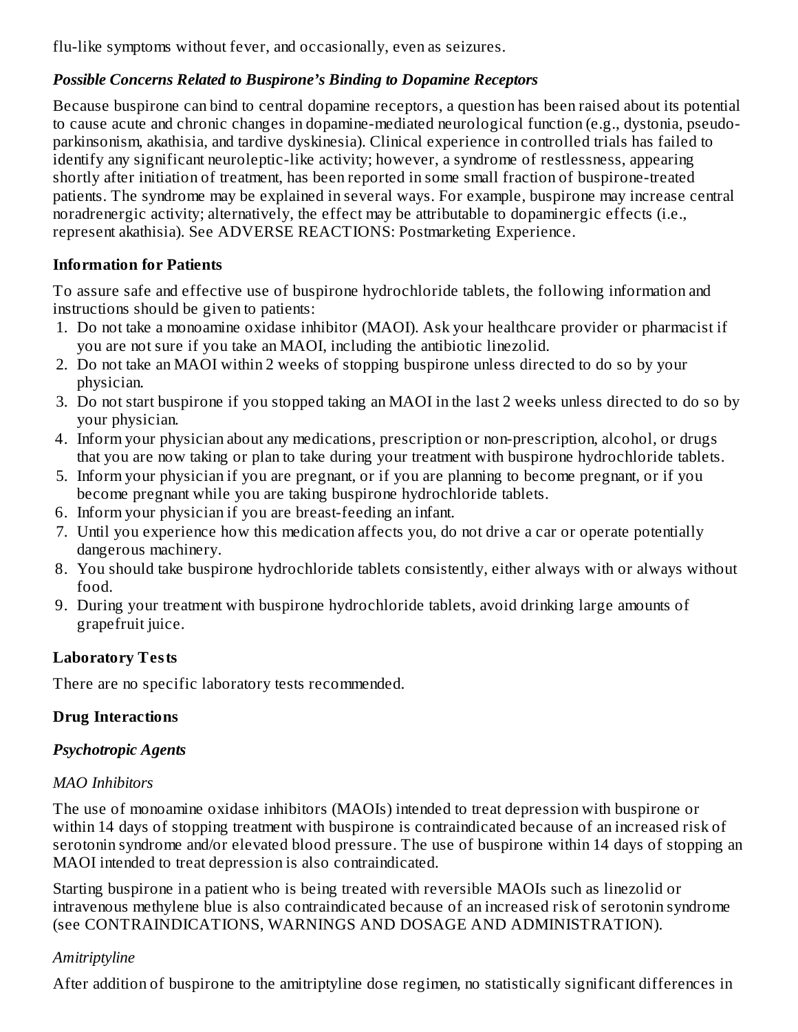flu-like symptoms without fever, and occasionally, even as seizures.

***Possible Concerns Related to Buspirone's Binding to Dopamine Receptors***

Because buspirone can bind to central dopamine receptors, a question has been raised about its potential to cause acute and chronic changes in dopamine-mediated neurological function (e.g., dystonia, pseudo-parkinsonism, akathisia, and tardive dyskinesia). Clinical experience in controlled trials has failed to identify any significant neuroleptic-like activity; however, a syndrome of restlessness, appearing shortly after initiation of treatment, has been reported in some small fraction of buspirone-treated patients. The syndrome may be explained in several ways. For example, buspirone may increase central noradrenergic activity; alternatively, the effect may be attributable to dopaminergic effects (i.e., represent akathisia). See ADVERSE REACTIONS: Postmarketing Experience.

**Information for Patients**

To assure safe and effective use of buspirone hydrochloride tablets, the following information and instructions should be given to patients:

1. Do not take a monoamine oxidase inhibitor (MAOI). Ask your healthcare provider or pharmacist if you are not sure if you take an MAOI, including the antibiotic linezolid.
2. Do not take an MAOI within 2 weeks of stopping buspirone unless directed to do so by your physician.
3. Do not start buspirone if you stopped taking an MAOI in the last 2 weeks unless directed to do so by your physician.
4. Inform your physician about any medications, prescription or non-prescription, alcohol, or drugs that you are now taking or plan to take during your treatment with buspirone hydrochloride tablets.
5. Inform your physician if you are pregnant, or if you are planning to become pregnant, or if you become pregnant while you are taking buspirone hydrochloride tablets.
6. Inform your physician if you are breast-feeding an infant.
7. Until you experience how this medication affects you, do not drive a car or operate potentially dangerous machinery.
8. You should take buspirone hydrochloride tablets consistently, either always with or always without food.
9. During your treatment with buspirone hydrochloride tablets, avoid drinking large amounts of grapefruit juice.

**Laboratory Tests**

There are no specific laboratory tests recommended.

**Drug Interactions**

***Psychotropic Agents***

*MAO Inhibitors*

The use of monoamine oxidase inhibitors (MAOIs) intended to treat depression with buspirone or within 14 days of stopping treatment with buspirone is contraindicated because of an increased risk of serotonin syndrome and/or elevated blood pressure. The use of buspirone within 14 days of stopping an MAOI intended to treat depression is also contraindicated.

Starting buspirone in a patient who is being treated with reversible MAOIs such as linezolid or intravenous methylene blue is also contraindicated because of an increased risk of serotonin syndrome (see CONTRAINDICATIONS, WARNINGS AND DOSAGE AND ADMINISTRATION).

*Amitriptyline*

After addition of buspirone to the amitriptyline dose regimen, no statistically significant differences in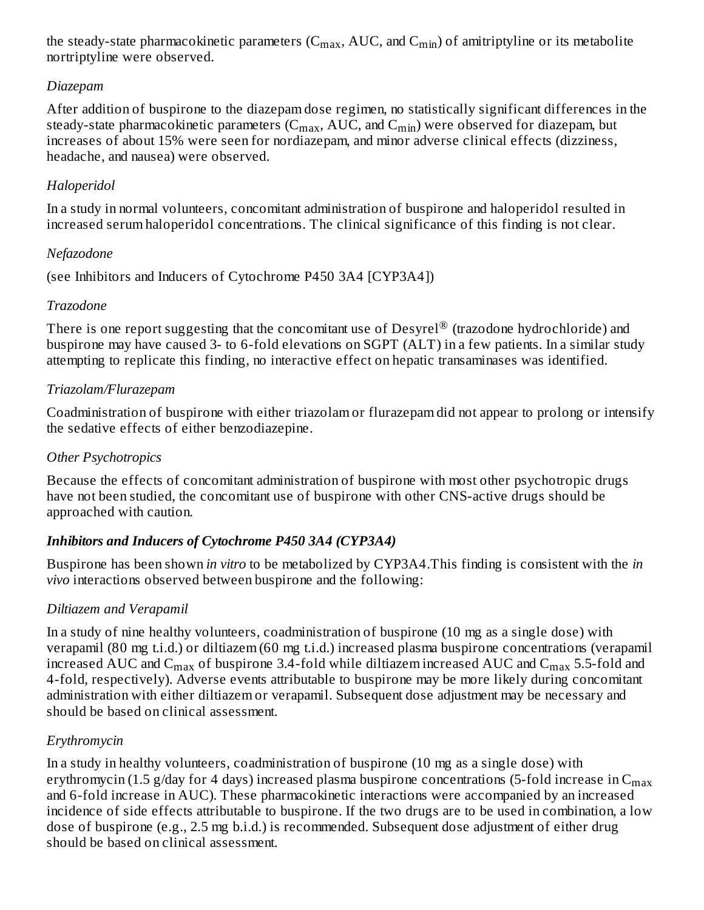the steady-state pharmacokinetic parameters ($C_{max}$, AUC, and $C_{min}$) of amitriptyline or its metabolite nortriptyline were observed.

*Diazepam*

After addition of buspirone to the diazepam dose regimen, no statistically significant differences in the steady-state pharmacokinetic parameters ($C_{max}$, AUC, and $C_{min}$) were observed for diazepam, but increases of about 15% were seen for nordiazepam, and minor adverse clinical effects (dizziness, headache, and nausea) were observed.

*Haloperidol*

In a study in normal volunteers, concomitant administration of buspirone and haloperidol resulted in increased serum haloperidol concentrations. The clinical significance of this finding is not clear.

*Nefazodone*

(see Inhibitors and Inducers of Cytochrome P450 3A4 [CYP3A4])

*Trazodone*

There is one report suggesting that the concomitant use of Desyrel® (trazodone hydrochloride) and buspirone may have caused 3- to 6-fold elevations on SGPT (ALT) in a few patients. In a similar study attempting to replicate this finding, no interactive effect on hepatic transaminases was identified.

*Triazolam/Flurazepam*

Coadministration of buspirone with either triazolam or flurazepam did not appear to prolong or intensify the sedative effects of either benzodiazepine.

*Other Psychotropics*

Because the effects of concomitant administration of buspirone with most other psychotropic drugs have not been studied, the concomitant use of buspirone with other CNS-active drugs should be approached with caution.

***Inhibitors and Inducers of Cytochrome P450 3A4 (CYP3A4)***

Buspirone has been shown *in vitro* to be metabolized by CYP3A4.This finding is consistent with the *in vivo* interactions observed between buspirone and the following:

*Diltiazem and Verapamil*

In a study of nine healthy volunteers, coadministration of buspirone (10 mg as a single dose) with verapamil (80 mg t.i.d.) or diltiazem (60 mg t.i.d.) increased plasma buspirone concentrations (verapamil increased AUC and $C_{max}$ of buspirone 3.4-fold while diltiazem increased AUC and $C_{max}$ 5.5-fold and 4-fold, respectively). Adverse events attributable to buspirone may be more likely during concomitant administration with either diltiazem or verapamil. Subsequent dose adjustment may be necessary and should be based on clinical assessment.

*Erythromycin*

In a study in healthy volunteers, coadministration of buspirone (10 mg as a single dose) with erythromycin (1.5 g/day for 4 days) increased plasma buspirone concentrations (5-fold increase in $C_{max}$ and 6-fold increase in AUC). These pharmacokinetic interactions were accompanied by an increased incidence of side effects attributable to buspirone. If the two drugs are to be used in combination, a low dose of buspirone (e.g., 2.5 mg b.i.d.) is recommended. Subsequent dose adjustment of either drug should be based on clinical assessment.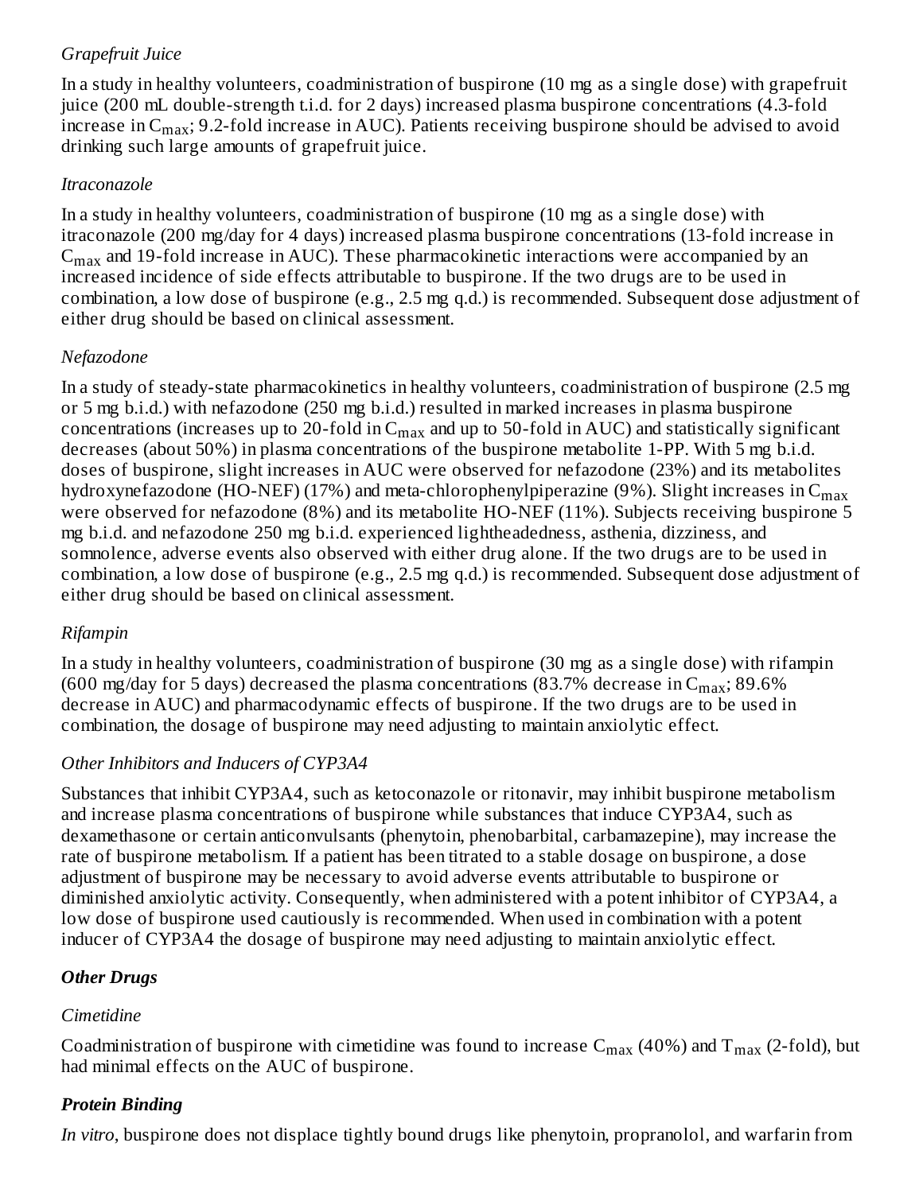*Grapefruit Juice*

In a study in healthy volunteers, coadministration of buspirone (10 mg as a single dose) with grapefruit juice (200 mL double-strength t.i.d. for 2 days) increased plasma buspirone concentrations (4.3-fold increase in $C_{max}$; 9.2-fold increase in AUC). Patients receiving buspirone should be advised to avoid drinking such large amounts of grapefruit juice.

*Itraconazole*

In a study in healthy volunteers, coadministration of buspirone (10 mg as a single dose) with itraconazole (200 mg/day for 4 days) increased plasma buspirone concentrations (13-fold increase in $C_{max}$ and 19-fold increase in AUC). These pharmacokinetic interactions were accompanied by an increased incidence of side effects attributable to buspirone. If the two drugs are to be used in combination, a low dose of buspirone (e.g., 2.5 mg q.d.) is recommended. Subsequent dose adjustment of either drug should be based on clinical assessment.

*Nefazodone*

In a study of steady-state pharmacokinetics in healthy volunteers, coadministration of buspirone (2.5 mg or 5 mg b.i.d.) with nefazodone (250 mg b.i.d.) resulted in marked increases in plasma buspirone concentrations (increases up to 20-fold in $C_{max}$ and up to 50-fold in AUC) and statistically significant decreases (about 50%) in plasma concentrations of the buspirone metabolite 1-PP. With 5 mg b.i.d. doses of buspirone, slight increases in AUC were observed for nefazodone (23%) and its metabolites hydroxynefazodone (HO-NEF) (17%) and meta-chlorophenylpiperazine (9%). Slight increases in $C_{max}$ were observed for nefazodone (8%) and its metabolite HO-NEF (11%). Subjects receiving buspirone 5 mg b.i.d. and nefazodone 250 mg b.i.d. experienced lightheadedness, asthenia, dizziness, and somnolence, adverse events also observed with either drug alone. If the two drugs are to be used in combination, a low dose of buspirone (e.g., 2.5 mg q.d.) is recommended. Subsequent dose adjustment of either drug should be based on clinical assessment.

*Rifampin*

In a study in healthy volunteers, coadministration of buspirone (30 mg as a single dose) with rifampin (600 mg/day for 5 days) decreased the plasma concentrations (83.7% decrease in $C_{max}$; 89.6% decrease in AUC) and pharmacodynamic effects of buspirone. If the two drugs are to be used in combination, the dosage of buspirone may need adjusting to maintain anxiolytic effect.

*Other Inhibitors and Inducers of CYP3A4*

Substances that inhibit CYP3A4, such as ketoconazole or ritonavir, may inhibit buspirone metabolism and increase plasma concentrations of buspirone while substances that induce CYP3A4, such as dexamethasone or certain anticonvulsants (phenytoin, phenobarbital, carbamazepine), may increase the rate of buspirone metabolism. If a patient has been titrated to a stable dosage on buspirone, a dose adjustment of buspirone may be necessary to avoid adverse events attributable to buspirone or diminished anxiolytic activity. Consequently, when administered with a potent inhibitor of CYP3A4, a low dose of buspirone used cautiously is recommended. When used in combination with a potent inducer of CYP3A4 the dosage of buspirone may need adjusting to maintain anxiolytic effect.

***Other Drugs***

*Cimetidine*

Coadministration of buspirone with cimetidine was found to increase $C_{max}$ (40%) and $T_{max}$ (2-fold), but had minimal effects on the AUC of buspirone.

***Protein Binding***

*In vitro*, buspirone does not displace tightly bound drugs like phenytoin, propranolol, and warfarin from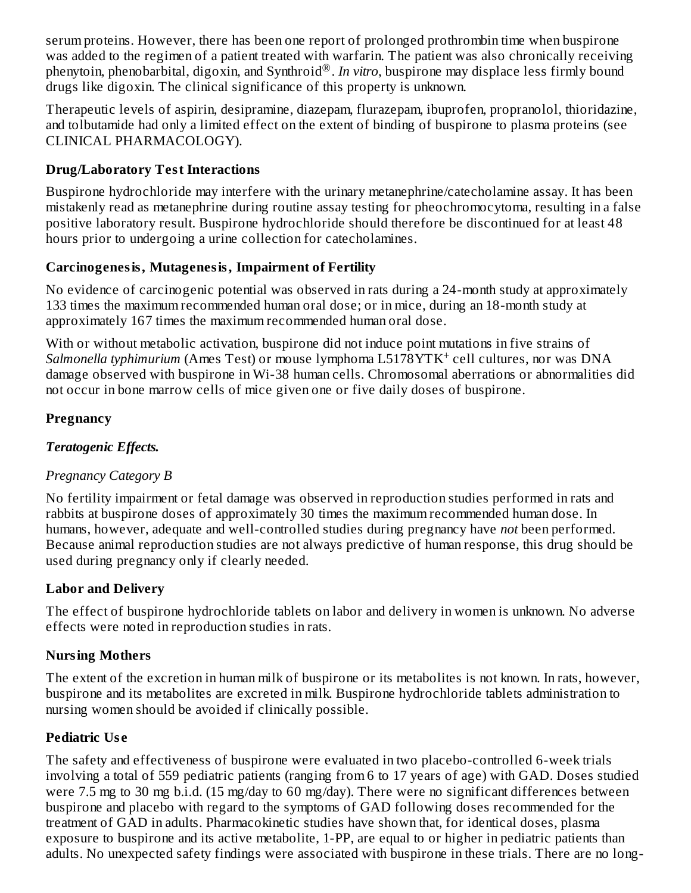serum proteins. However, there has been one report of prolonged prothrombin time when buspirone was added to the regimen of a patient treated with warfarin. The patient was also chronically receiving phenytoin, phenobarbital, digoxin, and Synthroid®. *In vitro*, buspirone may displace less firmly bound drugs like digoxin. The clinical significance of this property is unknown.

Therapeutic levels of aspirin, desipramine, diazepam, flurazepam, ibuprofen, propranolol, thioridazine, and tolbutamide had only a limited effect on the extent of binding of buspirone to plasma proteins (see CLINICAL PHARMACOLOGY).

### Drug/Laboratory Test Interactions

Buspirone hydrochloride may interfere with the urinary metanephrine/catecholamine assay. It has been mistakenly read as metanephrine during routine assay testing for pheochromocytoma, resulting in a false positive laboratory result. Buspirone hydrochloride should therefore be discontinued for at least 48 hours prior to undergoing a urine collection for catecholamines.

### Carcinogenesis, Mutagenesis, Impairment of Fertility

No evidence of carcinogenic potential was observed in rats during a 24-month study at approximately 133 times the maximum recommended human oral dose; or in mice, during an 18-month study at approximately 167 times the maximum recommended human oral dose.

With or without metabolic activation, buspirone did not induce point mutations in five strains of *Salmonella typhimurium* (Ames Test) or mouse lymphoma L5178YTK$^+$ cell cultures, nor was DNA damage observed with buspirone in Wi-38 human cells. Chromosomal aberrations or abnormalities did not occur in bone marrow cells of mice given one or five daily doses of buspirone.

### Pregnancy

#### *Teratogenic Effects.*

*Pregnancy Category B*

No fertility impairment or fetal damage was observed in reproduction studies performed in rats and rabbits at buspirone doses of approximately 30 times the maximum recommended human dose. In humans, however, adequate and well-controlled studies during pregnancy have *not* been performed. Because animal reproduction studies are not always predictive of human response, this drug should be used during pregnancy only if clearly needed.

### Labor and Delivery

The effect of buspirone hydrochloride tablets on labor and delivery in women is unknown. No adverse effects were noted in reproduction studies in rats.

### Nursing Mothers

The extent of the excretion in human milk of buspirone or its metabolites is not known. In rats, however, buspirone and its metabolites are excreted in milk. Buspirone hydrochloride tablets administration to nursing women should be avoided if clinically possible.

### Pediatric Use

The safety and effectiveness of buspirone were evaluated in two placebo-controlled 6-week trials involving a total of 559 pediatric patients (ranging from 6 to 17 years of age) with GAD. Doses studied were 7.5 mg to 30 mg b.i.d. (15 mg/day to 60 mg/day). There were no significant differences between buspirone and placebo with regard to the symptoms of GAD following doses recommended for the treatment of GAD in adults. Pharmacokinetic studies have shown that, for identical doses, plasma exposure to buspirone and its active metabolite, 1-PP, are equal to or higher in pediatric patients than adults. No unexpected safety findings were associated with buspirone in these trials. There are no long-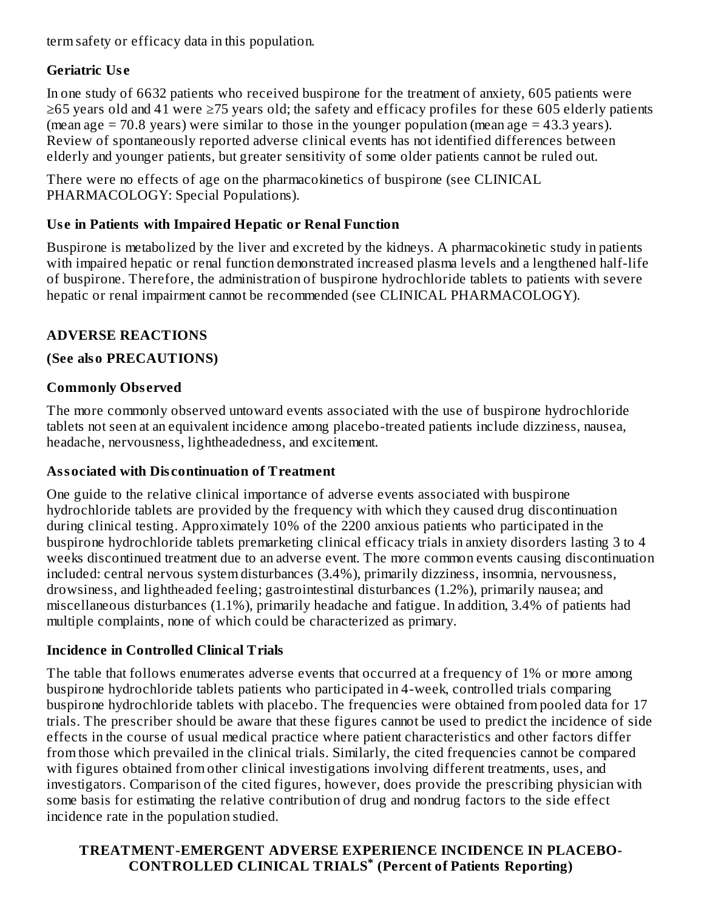term safety or efficacy data in this population.

### Geriatric Use

In one study of 6632 patients who received buspirone for the treatment of anxiety, 605 patients were ≥65 years old and 41 were ≥75 years old; the safety and efficacy profiles for these 605 elderly patients (mean age = 70.8 years) were similar to those in the younger population (mean age = 43.3 years). Review of spontaneously reported adverse clinical events has not identified differences between elderly and younger patients, but greater sensitivity of some older patients cannot be ruled out.

There were no effects of age on the pharmacokinetics of buspirone (see CLINICAL PHARMACOLOGY: Special Populations).

### Use in Patients with Impaired Hepatic or Renal Function

Buspirone is metabolized by the liver and excreted by the kidneys. A pharmacokinetic study in patients with impaired hepatic or renal function demonstrated increased plasma levels and a lengthened half-life of buspirone. Therefore, the administration of buspirone hydrochloride tablets to patients with severe hepatic or renal impairment cannot be recommended (see CLINICAL PHARMACOLOGY).

## ADVERSE REACTIONS

### (See also PRECAUTIONS)

### Commonly Observed

The more commonly observed untoward events associated with the use of buspirone hydrochloride tablets not seen at an equivalent incidence among placebo-treated patients include dizziness, nausea, headache, nervousness, lightheadedness, and excitement.

### Associated with Discontinuation of Treatment

One guide to the relative clinical importance of adverse events associated with buspirone hydrochloride tablets are provided by the frequency with which they caused drug discontinuation during clinical testing. Approximately 10% of the 2200 anxious patients who participated in the buspirone hydrochloride tablets premarketing clinical efficacy trials in anxiety disorders lasting 3 to 4 weeks discontinued treatment due to an adverse event. The more common events causing discontinuation included: central nervous system disturbances (3.4%), primarily dizziness, insomnia, nervousness, drowsiness, and lightheaded feeling; gastrointestinal disturbances (1.2%), primarily nausea; and miscellaneous disturbances (1.1%), primarily headache and fatigue. In addition, 3.4% of patients had multiple complaints, none of which could be characterized as primary.

### Incidence in Controlled Clinical Trials

The table that follows enumerates adverse events that occurred at a frequency of 1% or more among buspirone hydrochloride tablets patients who participated in 4-week, controlled trials comparing buspirone hydrochloride tablets with placebo. The frequencies were obtained from pooled data for 17 trials. The prescriber should be aware that these figures cannot be used to predict the incidence of side effects in the course of usual medical practice where patient characteristics and other factors differ from those which prevailed in the clinical trials. Similarly, the cited frequencies cannot be compared with figures obtained from other clinical investigations involving different treatments, uses, and investigators. Comparison of the cited figures, however, does provide the prescribing physician with some basis for estimating the relative contribution of drug and nondrug factors to the side effect incidence rate in the population studied.

**TREATMENT-EMERGENT ADVERSE EXPERIENCE INCIDENCE IN PLACEBO-CONTROLLED CLINICAL TRIALS* (Percent of Patients Reporting)**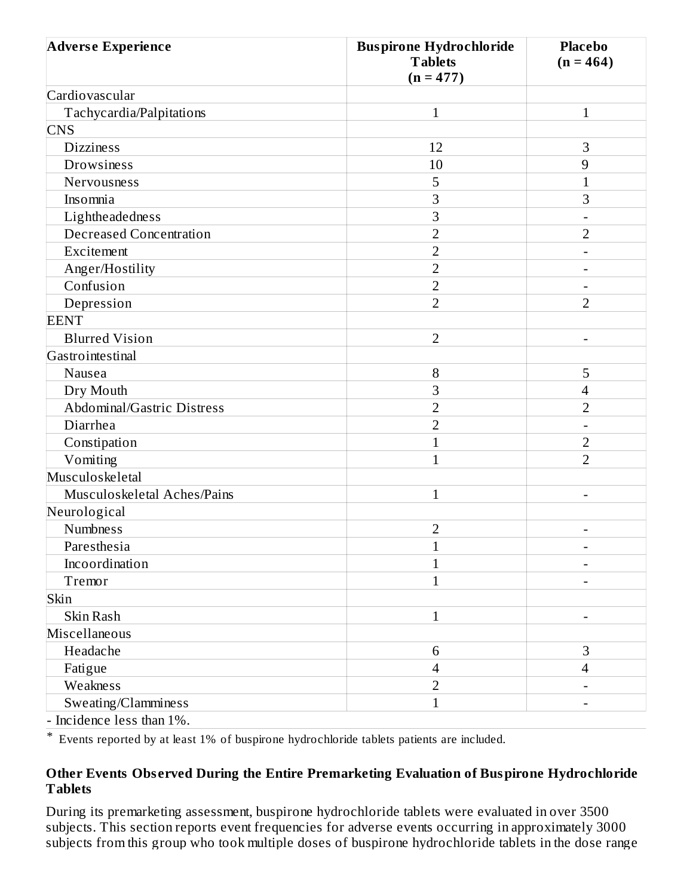| Adverse Experience | Buspirone Hydrochloride Tablets (n = 477) | Placebo (n = 464) |
|---|---|---|
| Cardiovascular | | |
| Tachycardia/Palpitations | 1 | 1 |
| CNS | | |
| Dizziness | 12 | 3 |
| Drowsiness | 10 | 9 |
| Nervousness | 5 | 1 |
| Insomnia | 3 | 3 |
| Lightheadedness | 3 | - |
| Decreased Concentration | 2 | 2 |
| Excitement | 2 | - |
| Anger/Hostility | 2 | - |
| Confusion | 2 | - |
| Depression | 2 | 2 |
| EENT | | |
| Blurred Vision | 2 | - |
| Gastrointestinal | | |
| Nausea | 8 | 5 |
| Dry Mouth | 3 | 4 |
| Abdominal/Gastric Distress | 2 | 2 |
| Diarrhea | 2 | - |
| Constipation | 1 | 2 |
| Vomiting | 1 | 2 |
| Musculoskeletal | | |
| Musculoskeletal Aches/Pains | 1 | - |
| Neurological | | |
| Numbness | 2 | - |
| Paresthesia | 1 | - |
| Incoordination | 1 | - |
| Tremor | 1 | - |
| Skin | | |
| Skin Rash | 1 | - |
| Miscellaneous | | |
| Headache | 6 | 3 |
| Fatigue | 4 | 4 |
| Weakness | 2 | - |
| Sweating/Clamminess | 1 | - |

- Incidence less than 1%.

* Events reported by at least 1% of buspirone hydrochloride tablets patients are included.

**Other Events Observed During the Entire Premarketing Evaluation of Buspirone Hydrochloride Tablets**

During its premarketing assessment, buspirone hydrochloride tablets were evaluated in over 3500 subjects. This section reports event frequencies for adverse events occurring in approximately 3000 subjects from this group who took multiple doses of buspirone hydrochloride tablets in the dose range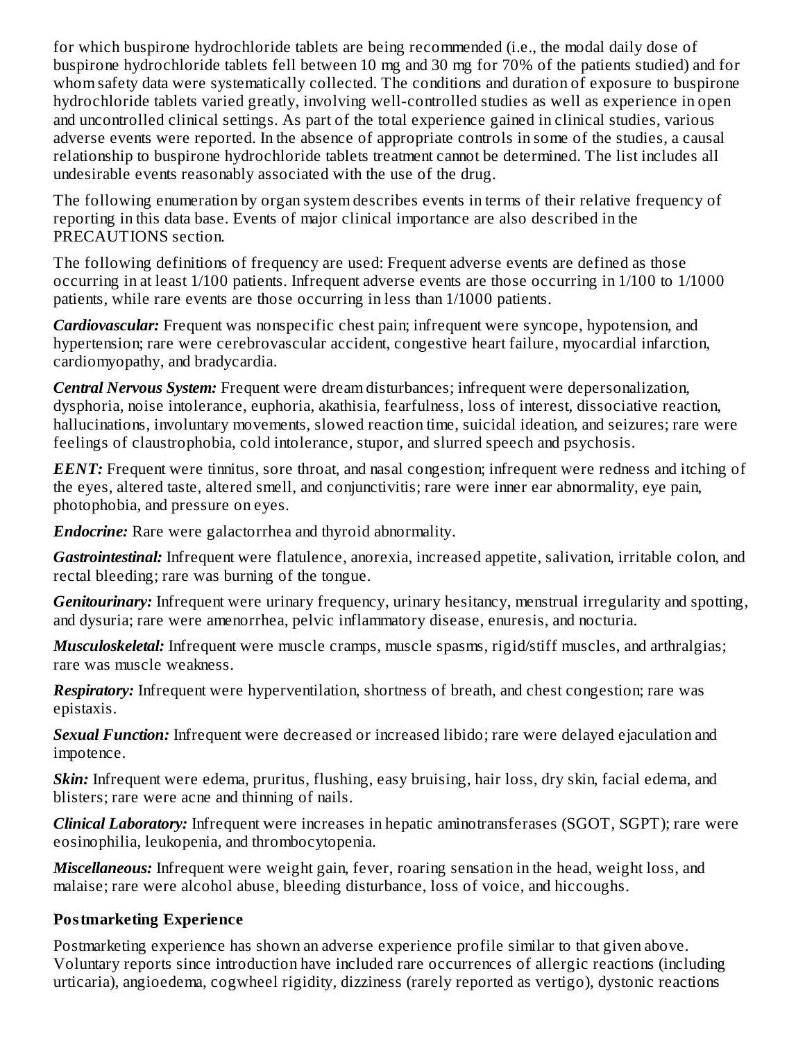for which buspirone hydrochloride tablets are being recommended (i.e., the modal daily dose of buspirone hydrochloride tablets fell between 10 mg and 30 mg for 70% of the patients studied) and for whom safety data were systematically collected. The conditions and duration of exposure to buspirone hydrochloride tablets varied greatly, involving well-controlled studies as well as experience in open and uncontrolled clinical settings. As part of the total experience gained in clinical studies, various adverse events were reported. In the absence of appropriate controls in some of the studies, a causal relationship to buspirone hydrochloride tablets treatment cannot be determined. The list includes all undesirable events reasonably associated with the use of the drug.

The following enumeration by organ system describes events in terms of their relative frequency of reporting in this data base. Events of major clinical importance are also described in the PRECAUTIONS section.

The following definitions of frequency are used: Frequent adverse events are defined as those occurring in at least 1/100 patients. Infrequent adverse events are those occurring in 1/100 to 1/1000 patients, while rare events are those occurring in less than 1/1000 patients.

***Cardiovascular:*** Frequent was nonspecific chest pain; infrequent were syncope, hypotension, and hypertension; rare were cerebrovascular accident, congestive heart failure, myocardial infarction, cardiomyopathy, and bradycardia.

***Central Nervous System:*** Frequent were dream disturbances; infrequent were depersonalization, dysphoria, noise intolerance, euphoria, akathisia, fearfulness, loss of interest, dissociative reaction, hallucinations, involuntary movements, slowed reaction time, suicidal ideation, and seizures; rare were feelings of claustrophobia, cold intolerance, stupor, and slurred speech and psychosis.

***EENT:*** Frequent were tinnitus, sore throat, and nasal congestion; infrequent were redness and itching of the eyes, altered taste, altered smell, and conjunctivitis; rare were inner ear abnormality, eye pain, photophobia, and pressure on eyes.

***Endocrine:*** Rare were galactorrhea and thyroid abnormality.

***Gastrointestinal:*** Infrequent were flatulence, anorexia, increased appetite, salivation, irritable colon, and rectal bleeding; rare was burning of the tongue.

***Genitourinary:*** Infrequent were urinary frequency, urinary hesitancy, menstrual irregularity and spotting, and dysuria; rare were amenorrhea, pelvic inflammatory disease, enuresis, and nocturia.

***Musculoskeletal:*** Infrequent were muscle cramps, muscle spasms, rigid/stiff muscles, and arthralgias; rare was muscle weakness.

***Respiratory:*** Infrequent were hyperventilation, shortness of breath, and chest congestion; rare was epistaxis.

***Sexual Function:*** Infrequent were decreased or increased libido; rare were delayed ejaculation and impotence.

***Skin:*** Infrequent were edema, pruritus, flushing, easy bruising, hair loss, dry skin, facial edema, and blisters; rare were acne and thinning of nails.

***Clinical Laboratory:*** Infrequent were increases in hepatic aminotransferases (SGOT, SGPT); rare were eosinophilia, leukopenia, and thrombocytopenia.

***Miscellaneous:*** Infrequent were weight gain, fever, roaring sensation in the head, weight loss, and malaise; rare were alcohol abuse, bleeding disturbance, loss of voice, and hiccoughs.

**Postmarketing Experience**

Postmarketing experience has shown an adverse experience profile similar to that given above. Voluntary reports since introduction have included rare occurrences of allergic reactions (including urticaria), angioedema, cogwheel rigidity, dizziness (rarely reported as vertigo), dystonic reactions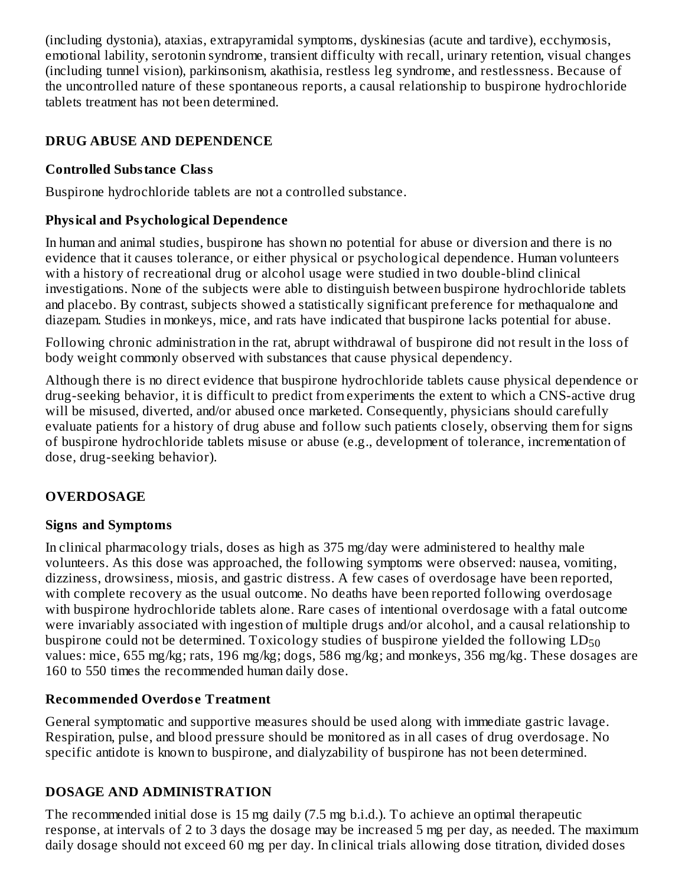(including dystonia), ataxias, extrapyramidal symptoms, dyskinesias (acute and tardive), ecchymosis, emotional lability, serotonin syndrome, transient difficulty with recall, urinary retention, visual changes (including tunnel vision), parkinsonism, akathisia, restless leg syndrome, and restlessness. Because of the uncontrolled nature of these spontaneous reports, a causal relationship to buspirone hydrochloride tablets treatment has not been determined.

## DRUG ABUSE AND DEPENDENCE

### Controlled Substance Class

Buspirone hydrochloride tablets are not a controlled substance.

### Physical and Psychological Dependence

In human and animal studies, buspirone has shown no potential for abuse or diversion and there is no evidence that it causes tolerance, or either physical or psychological dependence. Human volunteers with a history of recreational drug or alcohol usage were studied in two double-blind clinical investigations. None of the subjects were able to distinguish between buspirone hydrochloride tablets and placebo. By contrast, subjects showed a statistically significant preference for methaqualone and diazepam. Studies in monkeys, mice, and rats have indicated that buspirone lacks potential for abuse.

Following chronic administration in the rat, abrupt withdrawal of buspirone did not result in the loss of body weight commonly observed with substances that cause physical dependency.

Although there is no direct evidence that buspirone hydrochloride tablets cause physical dependence or drug-seeking behavior, it is difficult to predict from experiments the extent to which a CNS-active drug will be misused, diverted, and/or abused once marketed. Consequently, physicians should carefully evaluate patients for a history of drug abuse and follow such patients closely, observing them for signs of buspirone hydrochloride tablets misuse or abuse (e.g., development of tolerance, incrementation of dose, drug-seeking behavior).

## OVERDOSAGE

### Signs and Symptoms

In clinical pharmacology trials, doses as high as 375 mg/day were administered to healthy male volunteers. As this dose was approached, the following symptoms were observed: nausea, vomiting, dizziness, drowsiness, miosis, and gastric distress. A few cases of overdosage have been reported, with complete recovery as the usual outcome. No deaths have been reported following overdosage with buspirone hydrochloride tablets alone. Rare cases of intentional overdosage with a fatal outcome were invariably associated with ingestion of multiple drugs and/or alcohol, and a causal relationship to buspirone could not be determined. Toxicology studies of buspirone yielded the following $LD_{50}$ values: mice, 655 mg/kg; rats, 196 mg/kg; dogs, 586 mg/kg; and monkeys, 356 mg/kg. These dosages are 160 to 550 times the recommended human daily dose.

### Recommended Overdose Treatment

General symptomatic and supportive measures should be used along with immediate gastric lavage. Respiration, pulse, and blood pressure should be monitored as in all cases of drug overdosage. No specific antidote is known to buspirone, and dialyzability of buspirone has not been determined.

## DOSAGE AND ADMINISTRATION

The recommended initial dose is 15 mg daily (7.5 mg b.i.d.). To achieve an optimal therapeutic response, at intervals of 2 to 3 days the dosage may be increased 5 mg per day, as needed. The maximum daily dosage should not exceed 60 mg per day. In clinical trials allowing dose titration, divided doses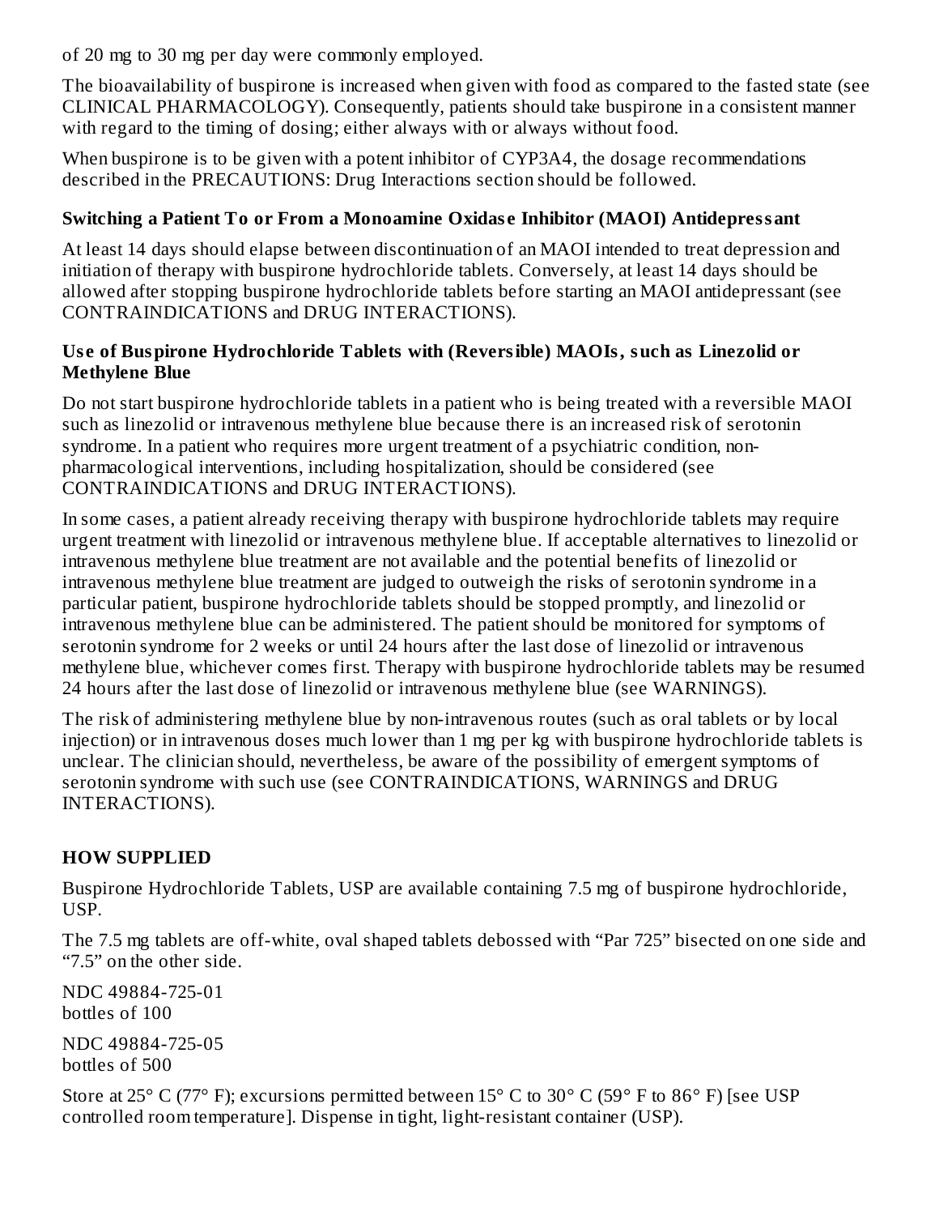of 20 mg to 30 mg per day were commonly employed.

The bioavailability of buspirone is increased when given with food as compared to the fasted state (see CLINICAL PHARMACOLOGY). Consequently, patients should take buspirone in a consistent manner with regard to the timing of dosing; either always with or always without food.

When buspirone is to be given with a potent inhibitor of CYP3A4, the dosage recommendations described in the PRECAUTIONS: Drug Interactions section should be followed.

**Switching a Patient To or From a Monoamine Oxidase Inhibitor (MAOI) Antidepressant**

At least 14 days should elapse between discontinuation of an MAOI intended to treat depression and initiation of therapy with buspirone hydrochloride tablets. Conversely, at least 14 days should be allowed after stopping buspirone hydrochloride tablets before starting an MAOI antidepressant (see CONTRAINDICATIONS and DRUG INTERACTIONS).

**Use of Buspirone Hydrochloride Tablets with (Reversible) MAOIs, such as Linezolid or Methylene Blue**

Do not start buspirone hydrochloride tablets in a patient who is being treated with a reversible MAOI such as linezolid or intravenous methylene blue because there is an increased risk of serotonin syndrome. In a patient who requires more urgent treatment of a psychiatric condition, non-pharmacological interventions, including hospitalization, should be considered (see CONTRAINDICATIONS and DRUG INTERACTIONS).

In some cases, a patient already receiving therapy with buspirone hydrochloride tablets may require urgent treatment with linezolid or intravenous methylene blue. If acceptable alternatives to linezolid or intravenous methylene blue treatment are not available and the potential benefits of linezolid or intravenous methylene blue treatment are judged to outweigh the risks of serotonin syndrome in a particular patient, buspirone hydrochloride tablets should be stopped promptly, and linezolid or intravenous methylene blue can be administered. The patient should be monitored for symptoms of serotonin syndrome for 2 weeks or until 24 hours after the last dose of linezolid or intravenous methylene blue, whichever comes first. Therapy with buspirone hydrochloride tablets may be resumed 24 hours after the last dose of linezolid or intravenous methylene blue (see WARNINGS).

The risk of administering methylene blue by non-intravenous routes (such as oral tablets or by local injection) or in intravenous doses much lower than 1 mg per kg with buspirone hydrochloride tablets is unclear. The clinician should, nevertheless, be aware of the possibility of emergent symptoms of serotonin syndrome with such use (see CONTRAINDICATIONS, WARNINGS and DRUG INTERACTIONS).

## HOW SUPPLIED

Buspirone Hydrochloride Tablets, USP are available containing 7.5 mg of buspirone hydrochloride, USP.

The 7.5 mg tablets are off-white, oval shaped tablets debossed with “Par 725” bisected on one side and “7.5” on the other side.

NDC 49884-725-01
bottles of 100

NDC 49884-725-05
bottles of 500

Store at 25° C (77° F); excursions permitted between 15° C to 30° C (59° F to 86° F) [see USP controlled room temperature]. Dispense in tight, light-resistant container (USP).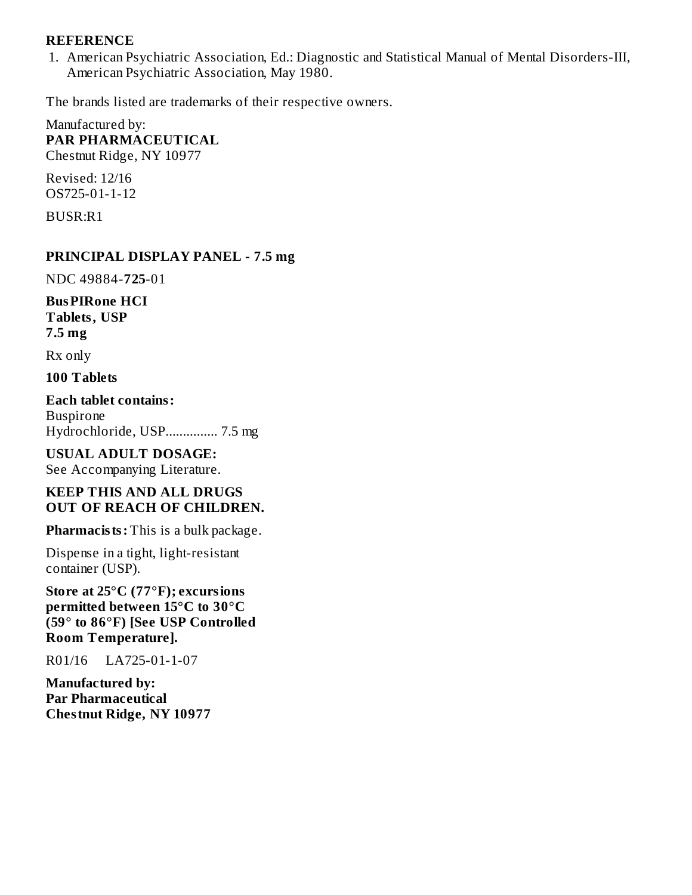## REFERENCE

1. American Psychiatric Association, Ed.: Diagnostic and Statistical Manual of Mental Disorders-III, American Psychiatric Association, May 1980.

The brands listed are trademarks of their respective owners.

Manufactured by:
**PAR PHARMACEUTICAL**
Chestnut Ridge, NY 10977

Revised: 12/16
OS725-01-1-12

BUSR:R1

## PRINCIPAL DISPLAY PANEL - 7.5 mg

NDC 49884-**725**-01

**BusPIRone HCI**
**Tablets, USP**
**7.5 mg**

Rx only

**100 Tablets**

**Each tablet contains:**
Buspirone
Hydrochloride, USP............... 7.5 mg

**USUAL ADULT DOSAGE:**
See Accompanying Literature.

**KEEP THIS AND ALL DRUGS OUT OF REACH OF CHILDREN.**

**Pharmacists:** This is a bulk package.

Dispense in a tight, light-resistant container (USP).

**Store at 25°C (77°F); excursions permitted between 15°C to 30°C (59° to 86°F) [See USP Controlled Room Temperature].**

R01/16 LA725-01-1-07

**Manufactured by:**
**Par Pharmaceutical**
**Chestnut Ridge, NY 10977**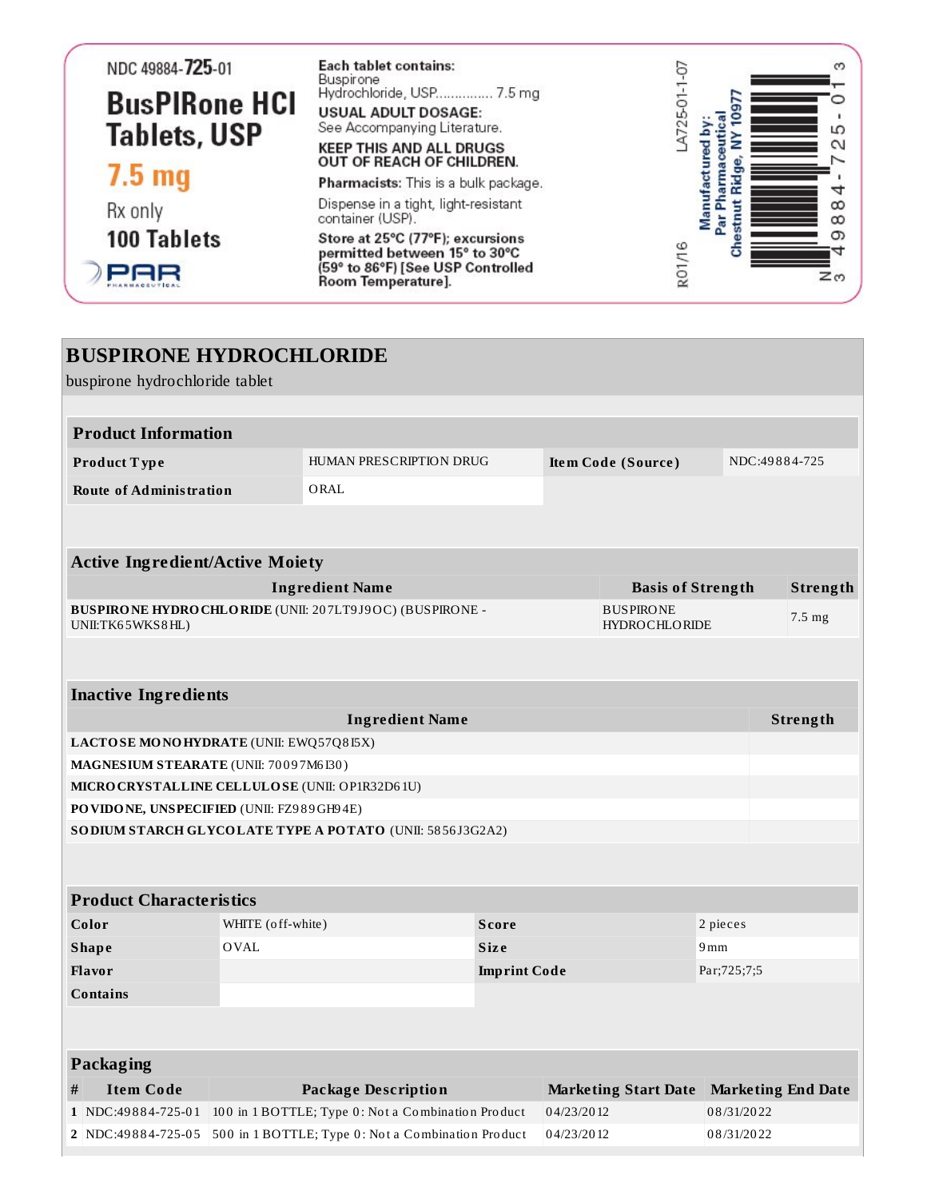NDC 49884-725-01

**BusPIRone HCl Tablets, USP**

**7.5 mg**

Rx only

**100 Tablets**

PAR PHARMACEUTICAL

**Each tablet contains:**
Buspirone Hydrochloride, USP.............. 7.5 mg

**USUAL ADULT DOSAGE:**
See Accompanying Literature.

**KEEP THIS AND ALL DRUGS OUT OF REACH OF CHILDREN.**

**Pharmacists:** This is a bulk package.

Dispense in a tight, light-resistant container (USP).

**Store at 25°C (77°F); excursions permitted between 15° to 30°C (59° to 86°F) [See USP Controlled Room Temperature].**

LA725-01-1-07

R01/16

**Manufactured by:**
**Par Pharmaceutical**
**Chestnut Ridge, NY 10977**

N 3 49884-725-01 3

# BUSPIRONE HYDROCHLORIDE

buspirone hydrochloride tablet

## Product Information

| | | | |
|---|---|---|---|
| **Product Type** | HUMAN PRESCRIPTION DRUG | **Item Code (Source)** | NDC:49884-725 |
| **Route of Administration** | ORAL | | |

## Active Ingredient/Active Moiety

| Ingredient Name | Basis of Strength | Strength |
|---|---|---|
| **BUSPIRONE HYDROCHLORIDE** (UNII: 207LT9J9OC) (BUSPIRONE - UNII:TK65WKS8HL) | BUSPIRONE HYDROCHLORIDE | 7.5 mg |

## Inactive Ingredients

| Ingredient Name | Strength |
|---|---|
| **LACTOSE MONOHYDRATE** (UNII: EWQ57Q8I5X) | |
| **MAGNESIUM STEARATE** (UNII: 70097M6I30) | |
| **MICROCRYSTALLINE CELLULOSE** (UNII: OP1R32D61U) | |
| **POVIDONE, UNSPECIFIED** (UNII: FZ989GH94E) | |
| **SODIUM STARCH GLYCOLATE TYPE A POTATO** (UNII: 5856J3G2A2) | |

## Product Characteristics

| | | | |
|---|---|---|---|
| **Color** | WHITE (off-white) | **Score** | 2 pieces |
| **Shape** | OVAL | **Size** | 9mm |
| **Flavor** | | **Imprint Code** | Par;725;7;5 |
| **Contains** | | | |

## Packaging

| # | Item Code | Package Description | Marketing Start Date | Marketing End Date |
|---|---|---|---|---|
| 1 | NDC:49884-725-01 | 100 in 1 BOTTLE; Type 0: Not a Combination Product | 04/23/2012 | 08/31/2022 |
| 2 | NDC:49884-725-05 | 500 in 1 BOTTLE; Type 0: Not a Combination Product | 04/23/2012 | 08/31/2022 |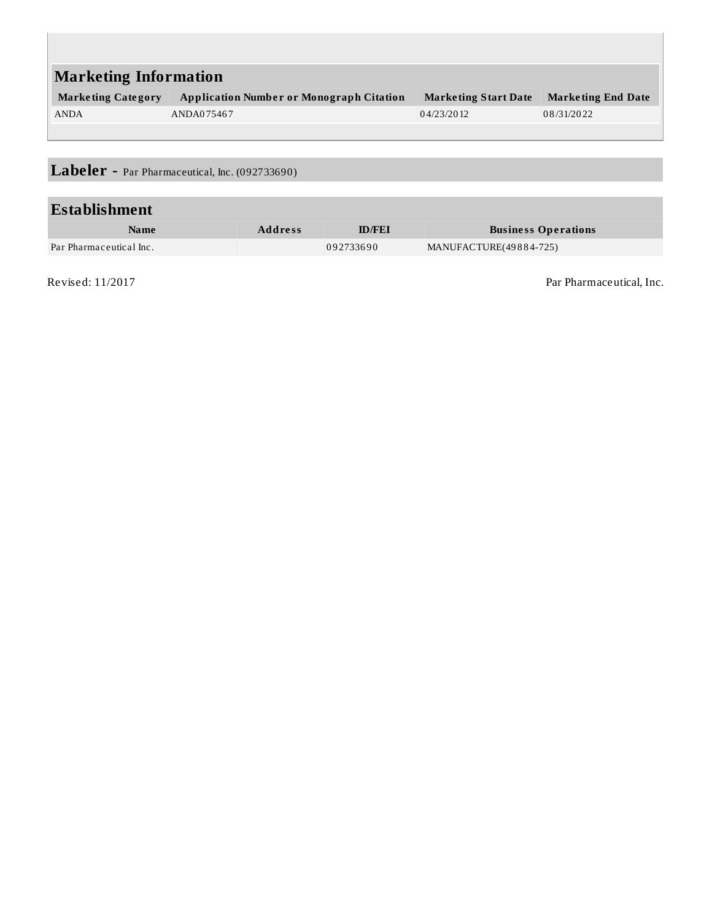## Marketing Information

| Marketing Category | Application Number or Monograph Citation | Marketing Start Date | Marketing End Date |
| --- | --- | --- | --- |
| ANDA | ANDA075467 | 04/23/2012 | 08/31/2022 |

## Labeler - Par Pharmaceutical, Inc. (092733690)

## Establishment

| Name | Address | ID/FEI | Business Operations |
| --- | --- | --- | --- |
| Par Pharmaceutical Inc. | | 092733690 | MANUFACTURE(49884-725) |

Revised: 11/2017

Par Pharmaceutical, Inc.